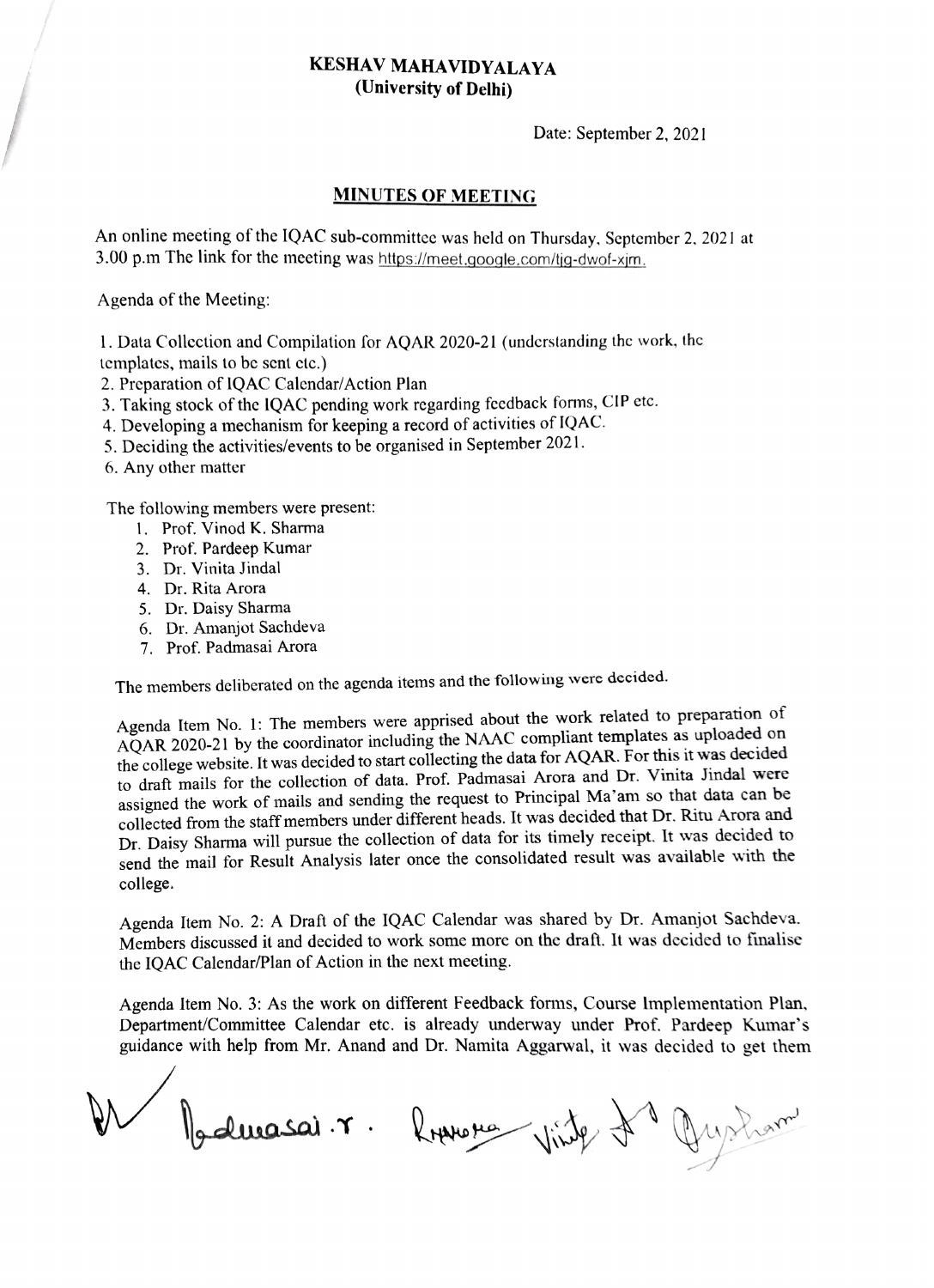**KESHAV MAHAVIDYALAYA**
**(University of Delhi)**

Date: September 2, 2021

## MINUTES OF MEETING

An online meeting of the IQAC sub-committee was held on Thursday, September 2, 2021 at 3.00 p.m The link for the meeting was https://meet.google.com/tjg-dwof-xjm.

Agenda of the Meeting:

1. Data Collection and Compilation for AQAR 2020-21 (understanding the work, the templates, mails to be sent etc.)
2. Preparation of IQAC Calendar/Action Plan
3. Taking stock of the IQAC pending work regarding feedback forms, CIP etc.
4. Developing a mechanism for keeping a record of activities of IQAC.
5. Deciding the activities/events to be organised in September 2021.
6. Any other matter

The following members were present:

1. Prof. Vinod K. Sharma
2. Prof. Pardeep Kumar
3. Dr. Vinita Jindal
4. Dr. Rita Arora
5. Dr. Daisy Sharma
6. Dr. Amanjot Sachdeva
7. Prof. Padmasai Arora

The members deliberated on the agenda items and the following were decided.

Agenda Item No. 1: The members were apprised about the work related to preparation of AQAR 2020-21 by the coordinator including the NAAC compliant templates as uploaded on the college website. It was decided to start collecting the data for AQAR. For this it was decided to draft mails for the collection of data. Prof. Padmasai Arora and Dr. Vinita Jindal were assigned the work of mails and sending the request to Principal Ma'am so that data can be collected from the staff members under different heads. It was decided that Dr. Ritu Arora and Dr. Daisy Sharma will pursue the collection of data for its timely receipt. It was decided to send the mail for Result Analysis later once the consolidated result was available with the college.

Agenda Item No. 2: A Draft of the IQAC Calendar was shared by Dr. Amanjot Sachdeva. Members discussed it and decided to work some more on the draft. It was decided to finalise the IQAC Calendar/Plan of Action in the next meeting.

Agenda Item No. 3: As the work on different Feedback forms, Course Implementation Plan, Department/Committee Calendar etc. is already underway under Prof. Pardeep Kumar's guidance with help from Mr. Anand and Dr. Namita Aggarwal, it was decided to get them

Padmasai. r. Rarora Vinita Daisy Sharma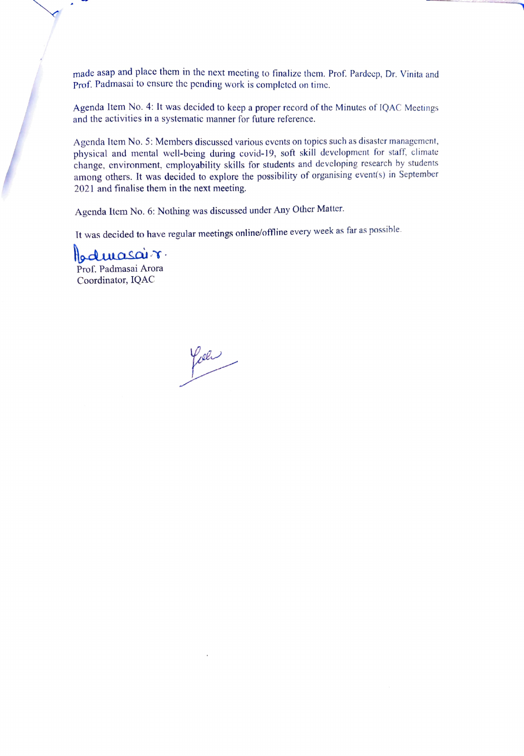made asap and place them in the next meeting to finalize them. Prof. Pardeep, Dr. Vinita and Prof. Padmasai to ensure the pending work is completed on time.

Agenda Item No. 4: It was decided to keep a proper record of the Minutes of IQAC Meetings and the activities in a systematic manner for future reference.

Agenda Item No. 5: Members discussed various events on topics such as disaster management, physical and mental well-being during covid-19, soft skill development for staff, climate change, environment, employability skills for students and developing research by students among others. It was decided to explore the possibility of organising event(s) in September 2021 and finalise them in the next meeting.

Agenda Item No. 6: Nothing was discussed under Any Other Matter.

It was decided to have regular meetings online/offline every week as far as possible.

Padmasai.r.

Prof. Padmasai Arora
Coordinator, IQAC